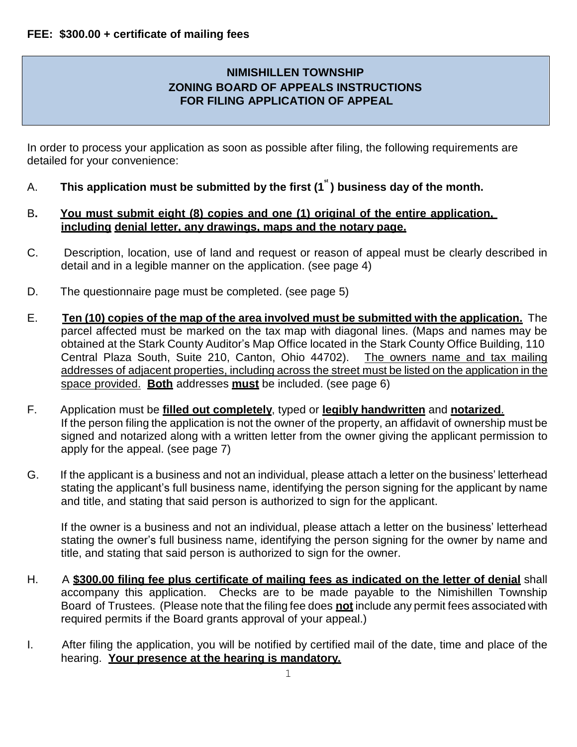**FEE: $300.00 + certificate of mailing fees**

# NIMISHILLEN TOWNSHIP ZONING BOARD OF APPEALS INSTRUCTIONS FOR FILING APPLICATION OF APPEAL

In order to process your application as soon as possible after filing, the following requirements are detailed for your convenience:

A. **This application must be submitted by the first (1st) business day of the month.**

B. **You must submit eight (8) copies and one (1) original of the entire application, including denial letter, any drawings, maps and the notary page.**

C. Description, location, use of land and request or reason of appeal must be clearly described in detail and in a legible manner on the application. (see page 4)

D. The questionnaire page must be completed. (see page 5)

E. **Ten (10) copies of the map of the area involved must be submitted with the application.** The parcel affected must be marked on the tax map with diagonal lines. (Maps and names may be obtained at the Stark County Auditor's Map Office located in the Stark County Office Building, 110 Central Plaza South, Suite 210, Canton, Ohio 44702). The owners name and tax mailing addresses of adjacent properties, including across the street must be listed on the application in the space provided. **Both** addresses **must** be included. (see page 6)

F. Application must be **filled out completely**, typed or **legibly handwritten** and **notarized**. If the person filing the application is not the owner of the property, an affidavit of ownership must be signed and notarized along with a written letter from the owner giving the applicant permission to apply for the appeal. (see page 7)

G. If the applicant is a business and not an individual, please attach a letter on the business' letterhead stating the applicant's full business name, identifying the person signing for the applicant by name and title, and stating that said person is authorized to sign for the applicant.

   If the owner is a business and not an individual, please attach a letter on the business' letterhead stating the owner's full business name, identifying the person signing for the owner by name and title, and stating that said person is authorized to sign for the owner.

H. A **$300.00 filing fee plus certificate of mailing fees as indicated on the letter of denial** shall accompany this application. Checks are to be made payable to the Nimishillen Township Board of Trustees. (Please note that the filing fee does **not** include any permit fees associated with required permits if the Board grants approval of your appeal.)

I. After filing the application, you will be notified by certified mail of the date, time and place of the hearing. **Your presence at the hearing is mandatory.**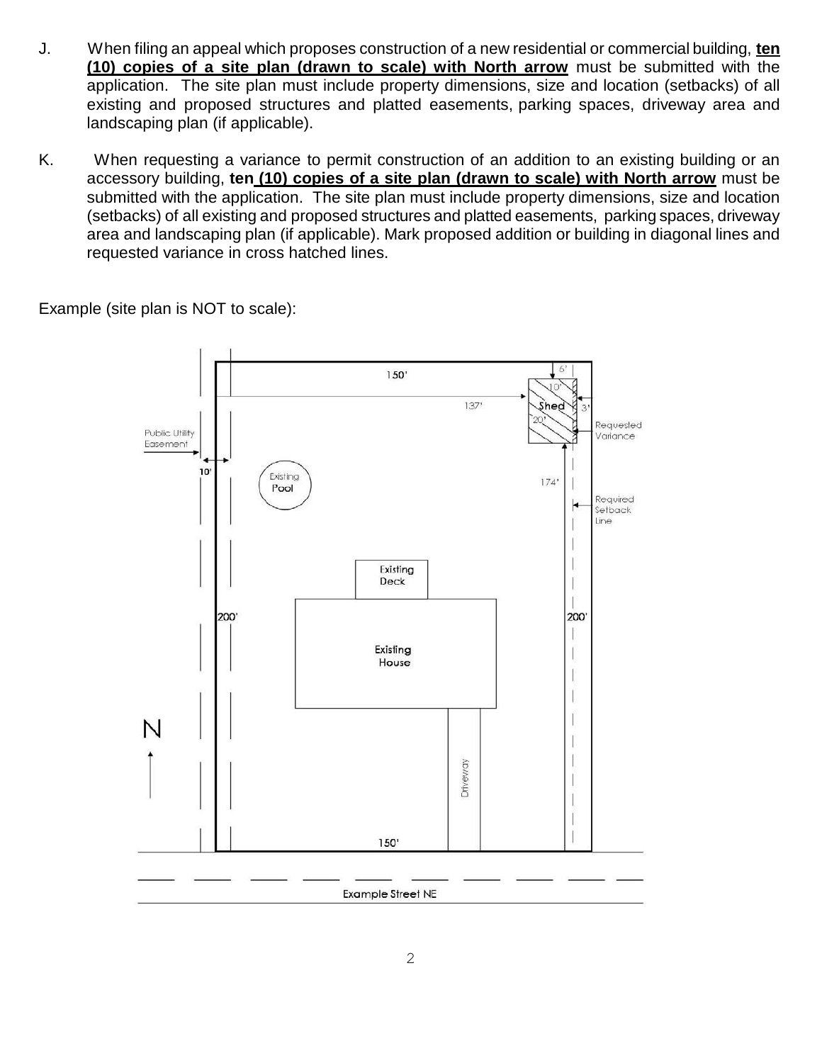J. When filing an appeal which proposes construction of a new residential or commercial building, **<u>ten (10) copies of a site plan (drawn to scale) with North arrow</u>** must be submitted with the application. The site plan must include property dimensions, size and location (setbacks) of all existing and proposed structures and platted easements, parking spaces, driveway area and landscaping plan (if applicable).

K. When requesting a variance to permit construction of an addition to an existing building or an accessory building, **<u>ten (10) copies of a site plan (drawn to scale) with North arrow</u>** must be submitted with the application. The site plan must include property dimensions, size and location (setbacks) of all existing and proposed structures and platted easements, parking spaces, driveway area and landscaping plan (if applicable). Mark proposed addition or building in diagonal lines and requested variance in cross hatched lines.

Example (site plan is NOT to scale):

150'

6'

10'

137'

Shed

3'

20'

Requested Variance

Public Utility Easement

10'

Existing Pool

174'

Required Setback Line

Existing Deck

200'

200'

Existing House

N

Driveway

150'

Example Street NE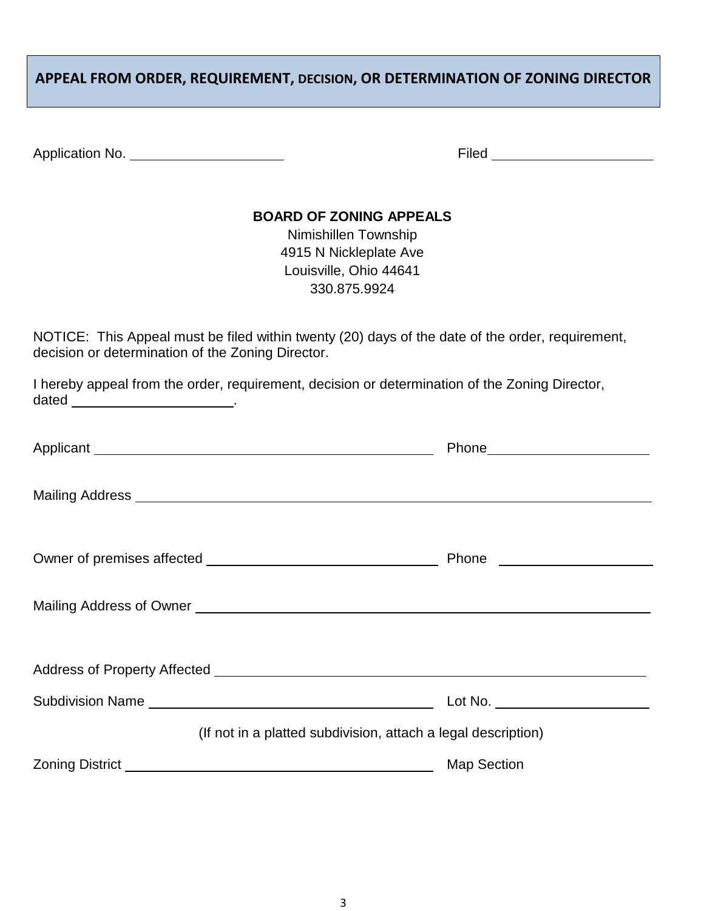# APPEAL FROM ORDER, REQUIREMENT, DECISION, OR DETERMINATION OF ZONING DIRECTOR

Application No. ____________________ Filed ____________________

**BOARD OF ZONING APPEALS**
Nimishillen Township
4915 N Nickleplate Ave
Louisville, Ohio 44641
330.875.9924

NOTICE: This Appeal must be filed within twenty (20) days of the date of the order, requirement, decision or determination of the Zoning Director.

I hereby appeal from the order, requirement, decision or determination of the Zoning Director, dated ____________________.

Applicant ______________________________________ Phone ____________________

Mailing Address ______________________________________________________________

Owner of premises affected ______________________________ Phone ____________________

Mailing Address of Owner _______________________________________________________

Address of Property Affected ____________________________________________________

Subdivision Name ____________________________________ Lot No. ____________________

(If not in a platted subdivision, attach a legal description)

Zoning District ______________________________________ Map Section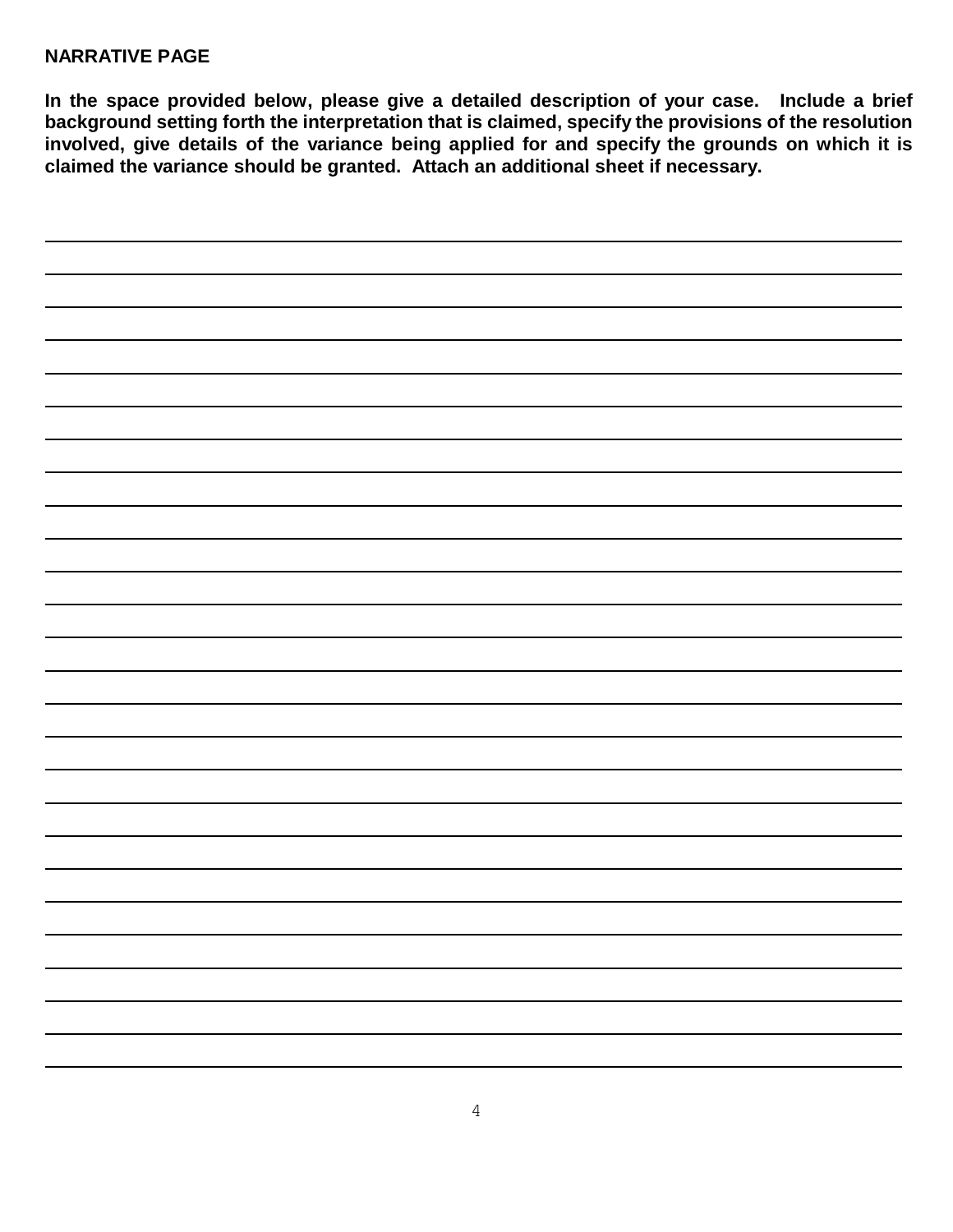**NARRATIVE PAGE**

**In the space provided below, please give a detailed description of your case. Include a brief background setting forth the interpretation that is claimed, specify the provisions of the resolution involved, give details of the variance being applied for and specify the grounds on which it is claimed the variance should be granted. Attach an additional sheet if necessary.**

\_\_\_\_\_\_\_\_\_\_\_\_\_\_\_\_\_\_\_\_\_\_\_\_\_\_\_\_\_\_\_\_\_\_\_\_\_\_\_\_\_\_\_\_\_\_\_\_\_\_\_\_\_\_\_\_\_\_\_\_\_\_\_\_\_\_\_\_\_\_\_\_\_\_\_\_\_\_

\_\_\_\_\_\_\_\_\_\_\_\_\_\_\_\_\_\_\_\_\_\_\_\_\_\_\_\_\_\_\_\_\_\_\_\_\_\_\_\_\_\_\_\_\_\_\_\_\_\_\_\_\_\_\_\_\_\_\_\_\_\_\_\_\_\_\_\_\_\_\_\_\_\_\_\_\_\_

\_\_\_\_\_\_\_\_\_\_\_\_\_\_\_\_\_\_\_\_\_\_\_\_\_\_\_\_\_\_\_\_\_\_\_\_\_\_\_\_\_\_\_\_\_\_\_\_\_\_\_\_\_\_\_\_\_\_\_\_\_\_\_\_\_\_\_\_\_\_\_\_\_\_\_\_\_\_

\_\_\_\_\_\_\_\_\_\_\_\_\_\_\_\_\_\_\_\_\_\_\_\_\_\_\_\_\_\_\_\_\_\_\_\_\_\_\_\_\_\_\_\_\_\_\_\_\_\_\_\_\_\_\_\_\_\_\_\_\_\_\_\_\_\_\_\_\_\_\_\_\_\_\_\_\_\_

\_\_\_\_\_\_\_\_\_\_\_\_\_\_\_\_\_\_\_\_\_\_\_\_\_\_\_\_\_\_\_\_\_\_\_\_\_\_\_\_\_\_\_\_\_\_\_\_\_\_\_\_\_\_\_\_\_\_\_\_\_\_\_\_\_\_\_\_\_\_\_\_\_\_\_\_\_\_

\_\_\_\_\_\_\_\_\_\_\_\_\_\_\_\_\_\_\_\_\_\_\_\_\_\_\_\_\_\_\_\_\_\_\_\_\_\_\_\_\_\_\_\_\_\_\_\_\_\_\_\_\_\_\_\_\_\_\_\_\_\_\_\_\_\_\_\_\_\_\_\_\_\_\_\_\_\_

\_\_\_\_\_\_\_\_\_\_\_\_\_\_\_\_\_\_\_\_\_\_\_\_\_\_\_\_\_\_\_\_\_\_\_\_\_\_\_\_\_\_\_\_\_\_\_\_\_\_\_\_\_\_\_\_\_\_\_\_\_\_\_\_\_\_\_\_\_\_\_\_\_\_\_\_\_\_

\_\_\_\_\_\_\_\_\_\_\_\_\_\_\_\_\_\_\_\_\_\_\_\_\_\_\_\_\_\_\_\_\_\_\_\_\_\_\_\_\_\_\_\_\_\_\_\_\_\_\_\_\_\_\_\_\_\_\_\_\_\_\_\_\_\_\_\_\_\_\_\_\_\_\_\_\_\_

\_\_\_\_\_\_\_\_\_\_\_\_\_\_\_\_\_\_\_\_\_\_\_\_\_\_\_\_\_\_\_\_\_\_\_\_\_\_\_\_\_\_\_\_\_\_\_\_\_\_\_\_\_\_\_\_\_\_\_\_\_\_\_\_\_\_\_\_\_\_\_\_\_\_\_\_\_\_

\_\_\_\_\_\_\_\_\_\_\_\_\_\_\_\_\_\_\_\_\_\_\_\_\_\_\_\_\_\_\_\_\_\_\_\_\_\_\_\_\_\_\_\_\_\_\_\_\_\_\_\_\_\_\_\_\_\_\_\_\_\_\_\_\_\_\_\_\_\_\_\_\_\_\_\_\_\_

\_\_\_\_\_\_\_\_\_\_\_\_\_\_\_\_\_\_\_\_\_\_\_\_\_\_\_\_\_\_\_\_\_\_\_\_\_\_\_\_\_\_\_\_\_\_\_\_\_\_\_\_\_\_\_\_\_\_\_\_\_\_\_\_\_\_\_\_\_\_\_\_\_\_\_\_\_\_

\_\_\_\_\_\_\_\_\_\_\_\_\_\_\_\_\_\_\_\_\_\_\_\_\_\_\_\_\_\_\_\_\_\_\_\_\_\_\_\_\_\_\_\_\_\_\_\_\_\_\_\_\_\_\_\_\_\_\_\_\_\_\_\_\_\_\_\_\_\_\_\_\_\_\_\_\_\_

\_\_\_\_\_\_\_\_\_\_\_\_\_\_\_\_\_\_\_\_\_\_\_\_\_\_\_\_\_\_\_\_\_\_\_\_\_\_\_\_\_\_\_\_\_\_\_\_\_\_\_\_\_\_\_\_\_\_\_\_\_\_\_\_\_\_\_\_\_\_\_\_\_\_\_\_\_\_

\_\_\_\_\_\_\_\_\_\_\_\_\_\_\_\_\_\_\_\_\_\_\_\_\_\_\_\_\_\_\_\_\_\_\_\_\_\_\_\_\_\_\_\_\_\_\_\_\_\_\_\_\_\_\_\_\_\_\_\_\_\_\_\_\_\_\_\_\_\_\_\_\_\_\_\_\_\_

\_\_\_\_\_\_\_\_\_\_\_\_\_\_\_\_\_\_\_\_\_\_\_\_\_\_\_\_\_\_\_\_\_\_\_\_\_\_\_\_\_\_\_\_\_\_\_\_\_\_\_\_\_\_\_\_\_\_\_\_\_\_\_\_\_\_\_\_\_\_\_\_\_\_\_\_\_\_

\_\_\_\_\_\_\_\_\_\_\_\_\_\_\_\_\_\_\_\_\_\_\_\_\_\_\_\_\_\_\_\_\_\_\_\_\_\_\_\_\_\_\_\_\_\_\_\_\_\_\_\_\_\_\_\_\_\_\_\_\_\_\_\_\_\_\_\_\_\_\_\_\_\_\_\_\_\_

\_\_\_\_\_\_\_\_\_\_\_\_\_\_\_\_\_\_\_\_\_\_\_\_\_\_\_\_\_\_\_\_\_\_\_\_\_\_\_\_\_\_\_\_\_\_\_\_\_\_\_\_\_\_\_\_\_\_\_\_\_\_\_\_\_\_\_\_\_\_\_\_\_\_\_\_\_\_

\_\_\_\_\_\_\_\_\_\_\_\_\_\_\_\_\_\_\_\_\_\_\_\_\_\_\_\_\_\_\_\_\_\_\_\_\_\_\_\_\_\_\_\_\_\_\_\_\_\_\_\_\_\_\_\_\_\_\_\_\_\_\_\_\_\_\_\_\_\_\_\_\_\_\_\_\_\_

\_\_\_\_\_\_\_\_\_\_\_\_\_\_\_\_\_\_\_\_\_\_\_\_\_\_\_\_\_\_\_\_\_\_\_\_\_\_\_\_\_\_\_\_\_\_\_\_\_\_\_\_\_\_\_\_\_\_\_\_\_\_\_\_\_\_\_\_\_\_\_\_\_\_\_\_\_\_

\_\_\_\_\_\_\_\_\_\_\_\_\_\_\_\_\_\_\_\_\_\_\_\_\_\_\_\_\_\_\_\_\_\_\_\_\_\_\_\_\_\_\_\_\_\_\_\_\_\_\_\_\_\_\_\_\_\_\_\_\_\_\_\_\_\_\_\_\_\_\_\_\_\_\_\_\_\_

\_\_\_\_\_\_\_\_\_\_\_\_\_\_\_\_\_\_\_\_\_\_\_\_\_\_\_\_\_\_\_\_\_\_\_\_\_\_\_\_\_\_\_\_\_\_\_\_\_\_\_\_\_\_\_\_\_\_\_\_\_\_\_\_\_\_\_\_\_\_\_\_\_\_\_\_\_\_

\_\_\_\_\_\_\_\_\_\_\_\_\_\_\_\_\_\_\_\_\_\_\_\_\_\_\_\_\_\_\_\_\_\_\_\_\_\_\_\_\_\_\_\_\_\_\_\_\_\_\_\_\_\_\_\_\_\_\_\_\_\_\_\_\_\_\_\_\_\_\_\_\_\_\_\_\_\_

\_\_\_\_\_\_\_\_\_\_\_\_\_\_\_\_\_\_\_\_\_\_\_\_\_\_\_\_\_\_\_\_\_\_\_\_\_\_\_\_\_\_\_\_\_\_\_\_\_\_\_\_\_\_\_\_\_\_\_\_\_\_\_\_\_\_\_\_\_\_\_\_\_\_\_\_\_\_

\_\_\_\_\_\_\_\_\_\_\_\_\_\_\_\_\_\_\_\_\_\_\_\_\_\_\_\_\_\_\_\_\_\_\_\_\_\_\_\_\_\_\_\_\_\_\_\_\_\_\_\_\_\_\_\_\_\_\_\_\_\_\_\_\_\_\_\_\_\_\_\_\_\_\_\_\_\_

\_\_\_\_\_\_\_\_\_\_\_\_\_\_\_\_\_\_\_\_\_\_\_\_\_\_\_\_\_\_\_\_\_\_\_\_\_\_\_\_\_\_\_\_\_\_\_\_\_\_\_\_\_\_\_\_\_\_\_\_\_\_\_\_\_\_\_\_\_\_\_\_\_\_\_\_\_\_

\_\_\_\_\_\_\_\_\_\_\_\_\_\_\_\_\_\_\_\_\_\_\_\_\_\_\_\_\_\_\_\_\_\_\_\_\_\_\_\_\_\_\_\_\_\_\_\_\_\_\_\_\_\_\_\_\_\_\_\_\_\_\_\_\_\_\_\_\_\_\_\_\_\_\_\_\_\_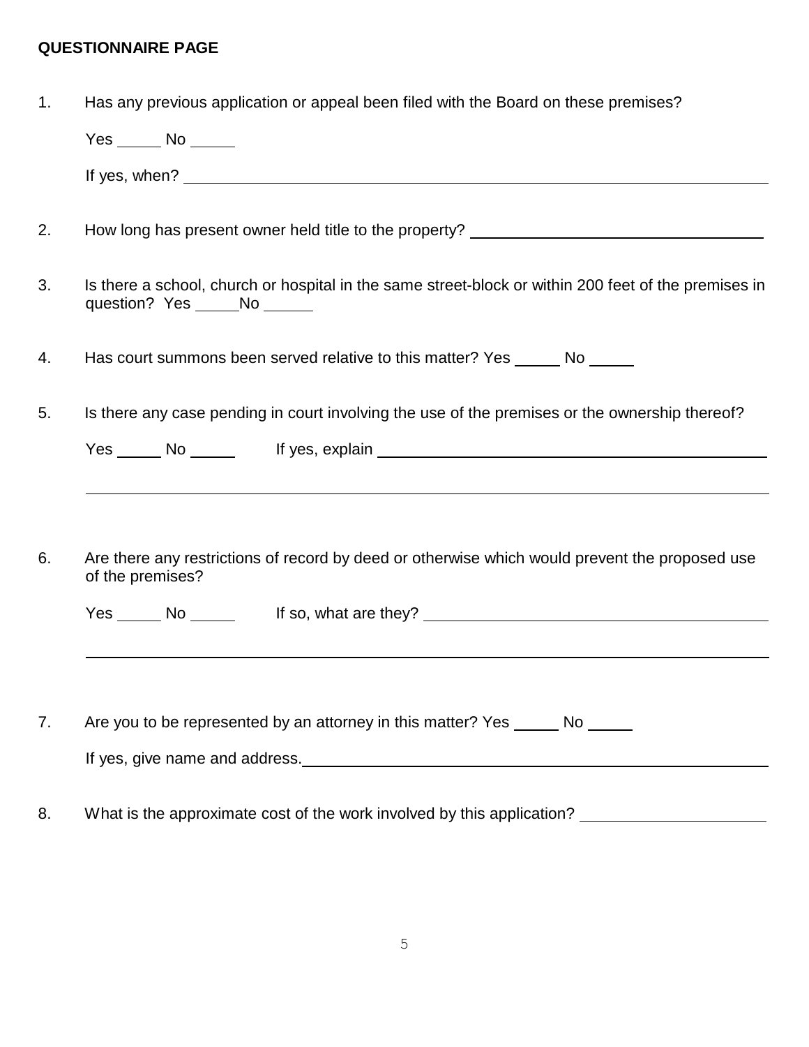**QUESTIONNAIRE PAGE**

1. Has any previous application or appeal been filed with the Board on these premises?

   Yes _____ No _____

   If yes, when? ____________________________________________

2. How long has present owner held title to the property? ______________________

3. Is there a school, church or hospital in the same street-block or within 200 feet of the premises in question? Yes _____ No _____

4. Has court summons been served relative to this matter? Yes _____ No _____

5. Is there any case pending in court involving the use of the premises or the ownership thereof?

   Yes _____ No _____ If yes, explain ______________________________

   ____________________________________________________________

6. Are there any restrictions of record by deed or otherwise which would prevent the proposed use of the premises?

   Yes _____ No _____ If so, what are they? ___________________________

   ____________________________________________________________

7. Are you to be represented by an attorney in this matter? Yes _____ No _____

   If yes, give name and address. ______________________________________

8. What is the approximate cost of the work involved by this application? _______________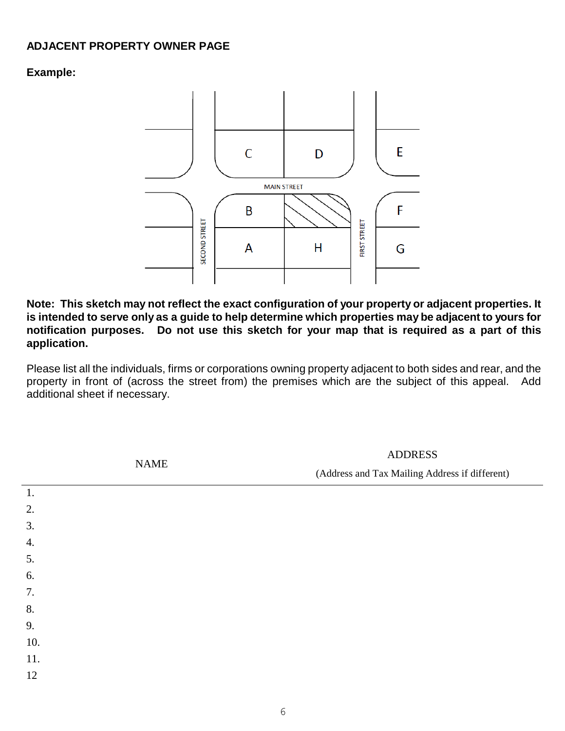**ADJACENT PROPERTY OWNER PAGE**

**Example:**

**Note: This sketch may not reflect the exact configuration of your property or adjacent properties. It is intended to serve only as a guide to help determine which properties may be adjacent to yours for notification purposes. Do not use this sketch for your map that is required as a part of this application.**

Please list all the individuals, firms or corporations owning property adjacent to both sides and rear, and the property in front of (across the street from) the premises which are the subject of this appeal. Add additional sheet if necessary.

| NAME | ADDRESS (Address and Tax Mailing Address if different) |
|---|---|
| 1. | |
| 2. | |
| 3. | |
| 4. | |
| 5. | |
| 6. | |
| 7. | |
| 8. | |
| 9. | |
| 10. | |
| 11. | |
| 12 | |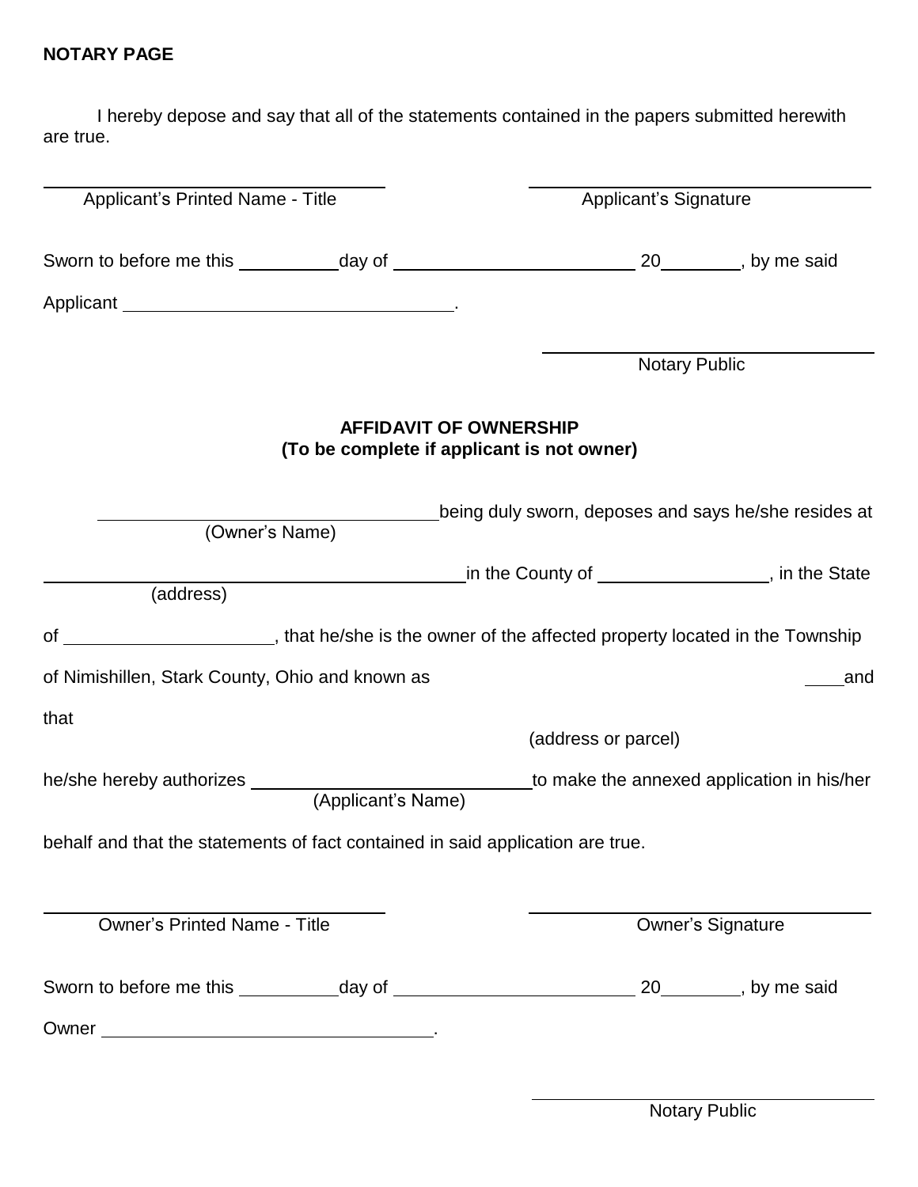**NOTARY PAGE**

I hereby depose and say that all of the statements contained in the papers submitted herewith are true.

\_\_\_\_\_\_\_\_\_\_\_\_\_\_\_\_\_\_\_\_\_\_\_\_\_\_\_\_\_\_ Applicant's Printed Name - Title

\_\_\_\_\_\_\_\_\_\_\_\_\_\_\_\_\_\_\_\_\_\_\_\_\_\_\_\_\_\_ Applicant's Signature

Sworn to before me this \_\_\_\_\_\_\_\_\_\_ day of \_\_\_\_\_\_\_\_\_\_\_\_\_\_\_\_\_\_\_\_\_\_\_\_\_ 20\_\_\_\_\_\_\_\_, by me said Applicant \_\_\_\_\_\_\_\_\_\_\_\_\_\_\_\_\_\_\_\_\_\_\_\_\_\_\_\_\_\_\_\_\_\_\_.

\_\_\_\_\_\_\_\_\_\_\_\_\_\_\_\_\_\_\_\_\_\_\_\_\_\_\_\_\_\_ Notary Public

**AFFIDAVIT OF OWNERSHIP**
**(To be complete if applicant is not owner)**

\_\_\_\_\_\_\_\_\_\_\_\_\_\_\_\_\_\_\_\_\_\_\_\_\_\_\_\_\_\_\_\_\_\_\_ (Owner's Name) being duly sworn, deposes and says he/she resides at \_\_\_\_\_\_\_\_\_\_\_\_\_\_\_\_\_\_\_\_\_\_\_\_\_\_\_\_\_\_\_\_\_\_\_\_\_\_\_\_\_\_\_\_\_\_\_\_\_\_\_\_\_\_ (address) in the County of \_\_\_\_\_\_\_\_\_\_\_\_\_\_\_\_\_\_\_\_, in the State of \_\_\_\_\_\_\_\_\_\_\_\_\_\_\_\_\_\_\_\_\_\_\_\_, that he/she is the owner of the affected property located in the Township of Nimishillen, Stark County, Ohio and known as \_\_\_\_\_\_\_\_\_\_\_\_\_\_\_\_\_\_\_\_ (address or parcel) and that he/she hereby authorizes \_\_\_\_\_\_\_\_\_\_\_\_\_\_\_\_\_\_\_\_\_\_\_\_\_\_\_\_\_\_\_\_\_ (Applicant's Name) to make the annexed application in his/her behalf and that the statements of fact contained in said application are true.

\_\_\_\_\_\_\_\_\_\_\_\_\_\_\_\_\_\_\_\_\_\_\_\_\_\_\_\_\_\_ Owner's Printed Name - Title

\_\_\_\_\_\_\_\_\_\_\_\_\_\_\_\_\_\_\_\_\_\_\_\_\_\_\_\_\_\_ Owner's Signature

Sworn to before me this \_\_\_\_\_\_\_\_\_\_ day of \_\_\_\_\_\_\_\_\_\_\_\_\_\_\_\_\_\_\_\_\_\_\_\_\_ 20\_\_\_\_\_\_\_\_, by me said Owner \_\_\_\_\_\_\_\_\_\_\_\_\_\_\_\_\_\_\_\_\_\_\_\_\_\_\_\_\_\_\_\_\_\_\_.

\_\_\_\_\_\_\_\_\_\_\_\_\_\_\_\_\_\_\_\_\_\_\_\_\_\_\_\_\_\_ Notary Public